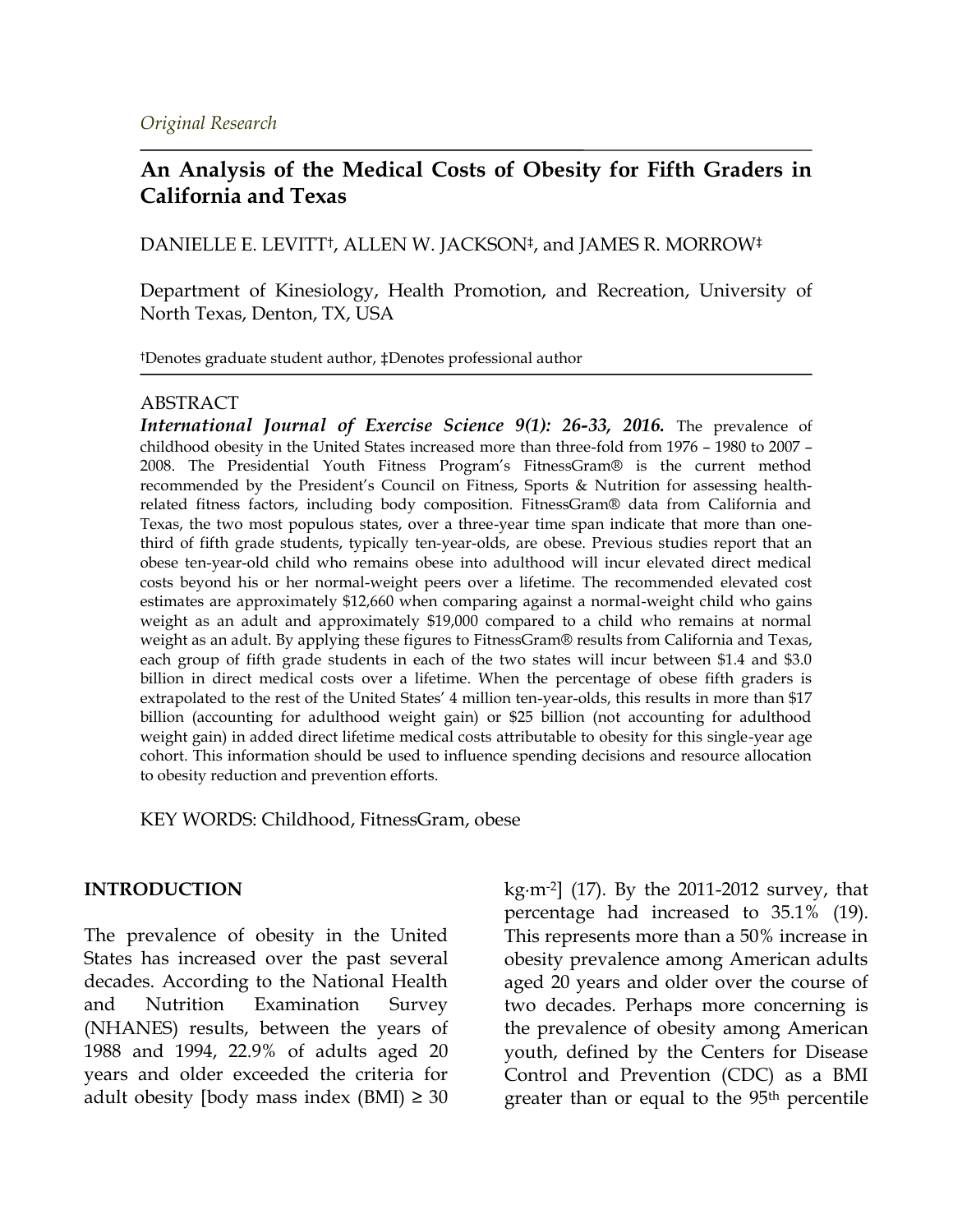*Original Research*

# An Analysis of the Medical Costs of Obesity for Fifth Graders in California and Texas

DANIELLE E. LEVITT†, ALLEN W. JACKSON‡, and JAMES R. MORROW‡

Department of Kinesiology, Health Promotion, and Recreation, University of North Texas, Denton, TX, USA

†Denotes graduate student author, ‡Denotes professional author

## ABSTRACT

***International Journal of Exercise Science 9(1): 26-33, 2016.*** The prevalence of childhood obesity in the United States increased more than three-fold from 1976 – 1980 to 2007 – 2008. The Presidential Youth Fitness Program's FitnessGram® is the current method recommended by the President's Council on Fitness, Sports & Nutrition for assessing health-related fitness factors, including body composition. FitnessGram® data from California and Texas, the two most populous states, over a three-year time span indicate that more than one-third of fifth grade students, typically ten-year-olds, are obese. Previous studies report that an obese ten-year-old child who remains obese into adulthood will incur elevated direct medical costs beyond his or her normal-weight peers over a lifetime. The recommended elevated cost estimates are approximately $12,660 when comparing against a normal-weight child who gains weight as an adult and approximately $19,000 compared to a child who remains at normal weight as an adult. By applying these figures to FitnessGram® results from California and Texas, each group of fifth grade students in each of the two states will incur between $1.4 and $3.0 billion in direct medical costs over a lifetime. When the percentage of obese fifth graders is extrapolated to the rest of the United States' 4 million ten-year-olds, this results in more than $17 billion (accounting for adulthood weight gain) or $25 billion (not accounting for adulthood weight gain) in added direct lifetime medical costs attributable to obesity for this single-year age cohort. This information should be used to influence spending decisions and resource allocation to obesity reduction and prevention efforts.

KEY WORDS: Childhood, FitnessGram, obese

## INTRODUCTION

The prevalence of obesity in the United States has increased over the past several decades. According to the National Health and Nutrition Examination Survey (NHANES) results, between the years of 1988 and 1994, 22.9% of adults aged 20 years and older exceeded the criteria for adult obesity [body mass index (BMI) ≥ 30 $kg \cdot m^{-2}$] (17). By the 2011-2012 survey, that percentage had increased to 35.1% (19). This represents more than a 50% increase in obesity prevalence among American adults aged 20 years and older over the course of two decades. Perhaps more concerning is the prevalence of obesity among American youth, defined by the Centers for Disease Control and Prevention (CDC) as a BMI greater than or equal to the 95th percentile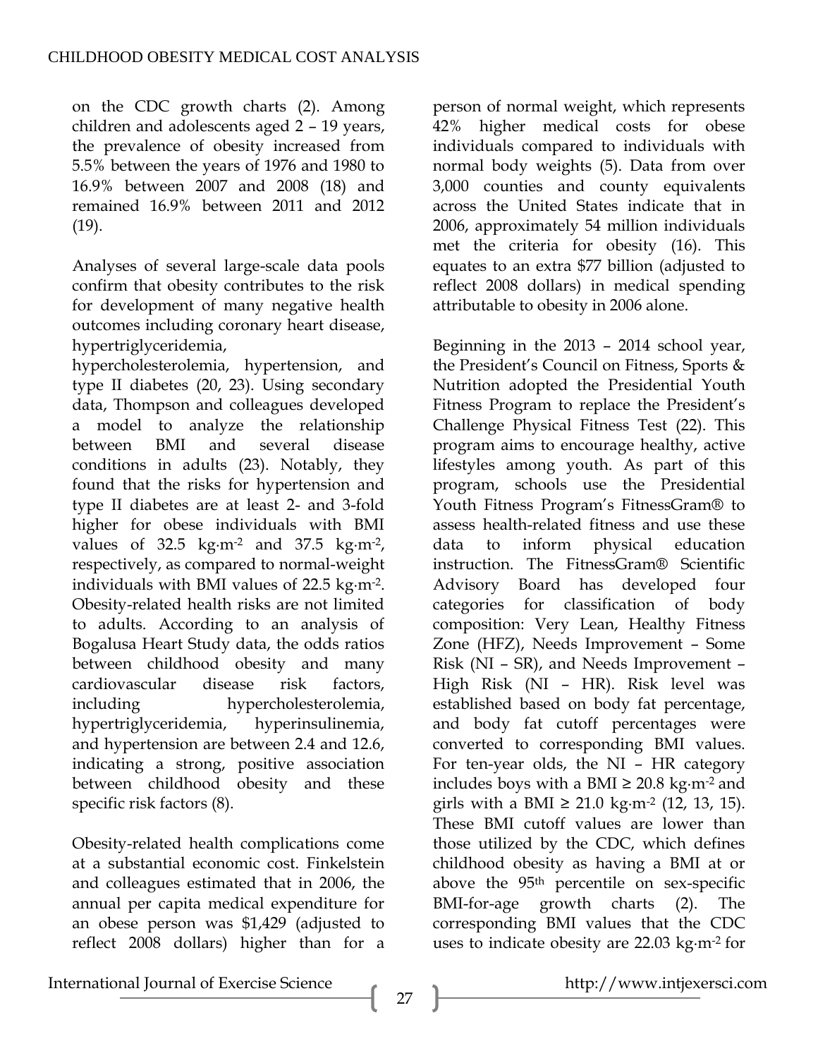on the CDC growth charts (2). Among children and adolescents aged 2 – 19 years, the prevalence of obesity increased from 5.5% between the years of 1976 and 1980 to 16.9% between 2007 and 2008 (18) and remained 16.9% between 2011 and 2012 (19).

Analyses of several large-scale data pools confirm that obesity contributes to the risk for development of many negative health outcomes including coronary heart disease, hypertriglyceridemia, hypercholesterolemia, hypertension, and type II diabetes (20, 23). Using secondary data, Thompson and colleagues developed a model to analyze the relationship between BMI and several disease conditions in adults (23). Notably, they found that the risks for hypertension and type II diabetes are at least 2- and 3-fold higher for obese individuals with BMI values of 32.5 $kg{\cdot}m^{-2}$ and 37.5 $kg{\cdot}m^{-2}$, respectively, as compared to normal-weight individuals with BMI values of 22.5 $kg{\cdot}m^{-2}$. Obesity-related health risks are not limited to adults. According to an analysis of Bogalusa Heart Study data, the odds ratios between childhood obesity and many cardiovascular disease risk factors, including hypercholesterolemia, hypertriglyceridemia, hyperinsulinemia, and hypertension are between 2.4 and 12.6, indicating a strong, positive association between childhood obesity and these specific risk factors (8).

Obesity-related health complications come at a substantial economic cost. Finkelstein and colleagues estimated that in 2006, the annual per capita medical expenditure for an obese person was $1,429 (adjusted to reflect 2008 dollars) higher than for a person of normal weight, which represents 42% higher medical costs for obese individuals compared to individuals with normal body weights (5). Data from over 3,000 counties and county equivalents across the United States indicate that in 2006, approximately 54 million individuals met the criteria for obesity (16). This equates to an extra $77 billion (adjusted to reflect 2008 dollars) in medical spending attributable to obesity in 2006 alone.

Beginning in the 2013 – 2014 school year, the President's Council on Fitness, Sports & Nutrition adopted the Presidential Youth Fitness Program to replace the President's Challenge Physical Fitness Test (22). This program aims to encourage healthy, active lifestyles among youth. As part of this program, schools use the Presidential Youth Fitness Program's FitnessGram® to assess health-related fitness and use these data to inform physical education instruction. The FitnessGram® Scientific Advisory Board has developed four categories for classification of body composition: Very Lean, Healthy Fitness Zone (HFZ), Needs Improvement – Some Risk (NI – SR), and Needs Improvement – High Risk (NI – HR). Risk level was established based on body fat percentage, and body fat cutoff percentages were converted to corresponding BMI values. For ten-year olds, the NI – HR category includes boys with a BMI ≥ 20.8 $kg{\cdot}m^{-2}$ and girls with a BMI ≥ 21.0 $kg{\cdot}m^{-2}$ (12, 13, 15). These BMI cutoff values are lower than those utilized by the CDC, which defines childhood obesity as having a BMI at or above the 95th percentile on sex-specific BMI-for-age growth charts (2). The corresponding BMI values that the CDC uses to indicate obesity are 22.03 $kg{\cdot}m^{-2}$ for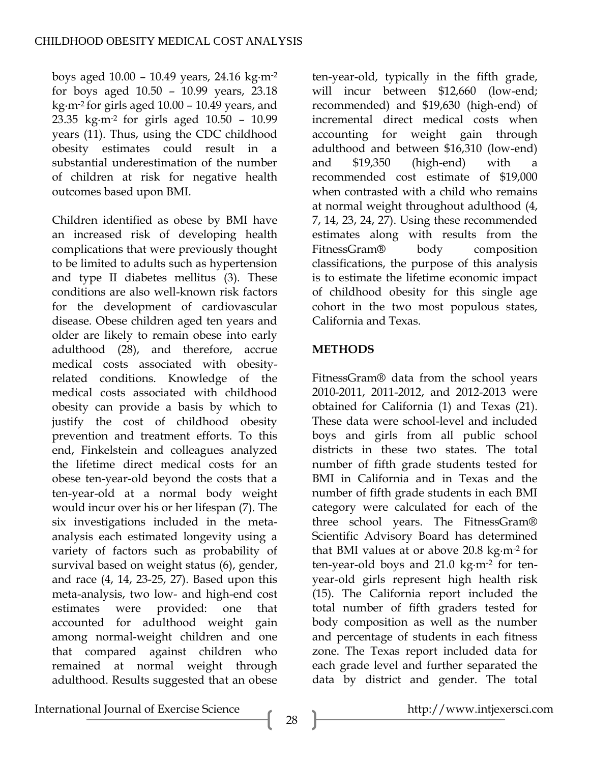boys aged 10.00 – 10.49 years, 24.16 kg·m$^{-2}$ for boys aged 10.50 – 10.99 years, 23.18 kg·m$^{-2}$ for girls aged 10.00 – 10.49 years, and 23.35 kg·m$^{-2}$ for girls aged 10.50 – 10.99 years (11). Thus, using the CDC childhood obesity estimates could result in a substantial underestimation of the number of children at risk for negative health outcomes based upon BMI.

Children identified as obese by BMI have an increased risk of developing health complications that were previously thought to be limited to adults such as hypertension and type II diabetes mellitus (3). These conditions are also well-known risk factors for the development of cardiovascular disease. Obese children aged ten years and older are likely to remain obese into early adulthood (28), and therefore, accrue medical costs associated with obesity-related conditions. Knowledge of the medical costs associated with childhood obesity can provide a basis by which to justify the cost of childhood obesity prevention and treatment efforts. To this end, Finkelstein and colleagues analyzed the lifetime direct medical costs for an obese ten-year-old beyond the costs that a ten-year-old at a normal body weight would incur over his or her lifespan (7). The six investigations included in the meta-analysis each estimated longevity using a variety of factors such as probability of survival based on weight status (6), gender, and race (4, 14, 23-25, 27). Based upon this meta-analysis, two low- and high-end cost estimates were provided: one that accounted for adulthood weight gain among normal-weight children and one that compared against children who remained at normal weight through adulthood. Results suggested that an obese ten-year-old, typically in the fifth grade, will incur between $12,660 (low-end; recommended) and $19,630 (high-end) of incremental direct medical costs when accounting for weight gain through adulthood and between $16,310 (low-end) and $19,350 (high-end) with a recommended cost estimate of $19,000 when contrasted with a child who remains at normal weight throughout adulthood (4, 7, 14, 23, 24, 27). Using these recommended estimates along with results from the FitnessGram® body composition classifications, the purpose of this analysis is to estimate the lifetime economic impact of childhood obesity for this single age cohort in the two most populous states, California and Texas.

## METHODS

FitnessGram® data from the school years 2010-2011, 2011-2012, and 2012-2013 were obtained for California (1) and Texas (21). These data were school-level and included boys and girls from all public school districts in these two states. The total number of fifth grade students tested for BMI in California and in Texas and the number of fifth grade students in each BMI category were calculated for each of the three school years. The FitnessGram® Scientific Advisory Board has determined that BMI values at or above 20.8 kg·m$^{-2}$ for ten-year-old boys and 21.0 kg·m$^{-2}$ for ten-year-old girls represent high health risk (15). The California report included the total number of fifth graders tested for body composition as well as the number and percentage of students in each fitness zone. The Texas report included data for each grade level and further separated the data by district and gender. The total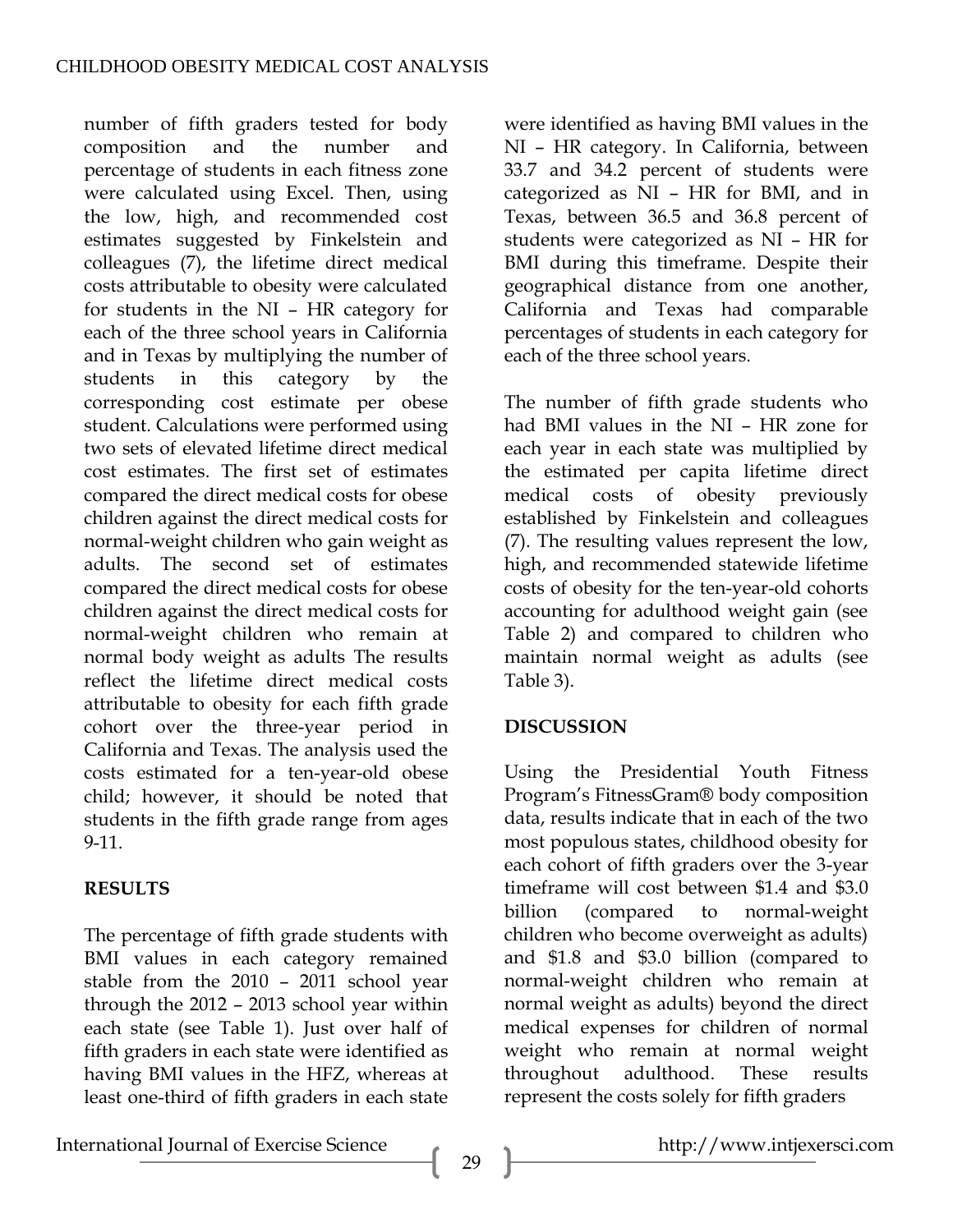number of fifth graders tested for body composition and the number and percentage of students in each fitness zone were calculated using Excel. Then, using the low, high, and recommended cost estimates suggested by Finkelstein and colleagues (7), the lifetime direct medical costs attributable to obesity were calculated for students in the NI – HR category for each of the three school years in California and in Texas by multiplying the number of students in this category by the corresponding cost estimate per obese student. Calculations were performed using two sets of elevated lifetime direct medical cost estimates. The first set of estimates compared the direct medical costs for obese children against the direct medical costs for normal-weight children who gain weight as adults. The second set of estimates compared the direct medical costs for obese children against the direct medical costs for normal-weight children who remain at normal body weight as adults The results reflect the lifetime direct medical costs attributable to obesity for each fifth grade cohort over the three-year period in California and Texas. The analysis used the costs estimated for a ten-year-old obese child; however, it should be noted that students in the fifth grade range from ages 9-11.

## RESULTS

The percentage of fifth grade students with BMI values in each category remained stable from the 2010 – 2011 school year through the 2012 – 2013 school year within each state (see Table 1). Just over half of fifth graders in each state were identified as having BMI values in the HFZ, whereas at least one-third of fifth graders in each state were identified as having BMI values in the NI – HR category. In California, between 33.7 and 34.2 percent of students were categorized as NI – HR for BMI, and in Texas, between 36.5 and 36.8 percent of students were categorized as NI – HR for BMI during this timeframe. Despite their geographical distance from one another, California and Texas had comparable percentages of students in each category for each of the three school years.

The number of fifth grade students who had BMI values in the NI – HR zone for each year in each state was multiplied by the estimated per capita lifetime direct medical costs of obesity previously established by Finkelstein and colleagues (7). The resulting values represent the low, high, and recommended statewide lifetime costs of obesity for the ten-year-old cohorts accounting for adulthood weight gain (see Table 2) and compared to children who maintain normal weight as adults (see Table 3).

## DISCUSSION

Using the Presidential Youth Fitness Program's FitnessGram® body composition data, results indicate that in each of the two most populous states, childhood obesity for each cohort of fifth graders over the 3-year timeframe will cost between $1.4 and $3.0 billion (compared to normal-weight children who become overweight as adults) and $1.8 and $3.0 billion (compared to normal-weight children who remain at normal weight as adults) beyond the direct medical expenses for children of normal weight who remain at normal weight throughout adulthood. These results represent the costs solely for fifth graders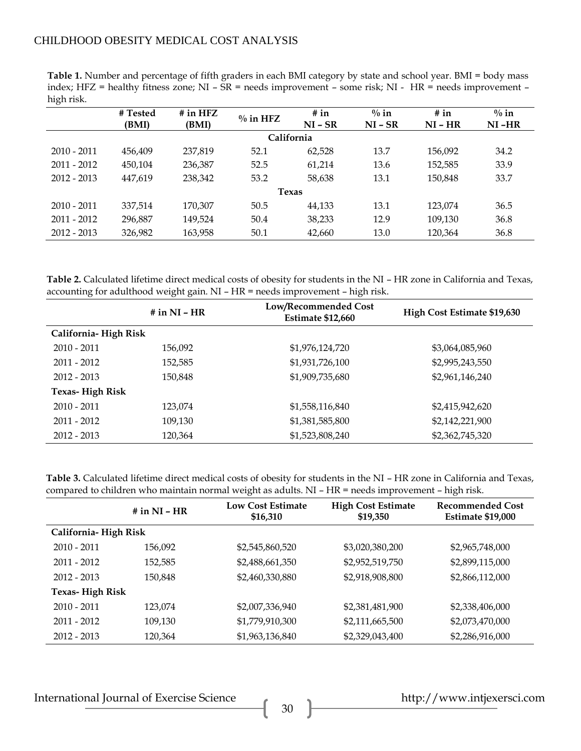**Table 1.** Number and percentage of fifth graders in each BMI category by state and school year. BMI = body mass index; HFZ = healthy fitness zone; NI – SR = needs improvement – some risk; NI - HR = needs improvement – high risk.

| | # Tested (BMI) | # in HFZ (BMI) | % in HFZ | # in NI – SR | % in NI – SR | # in NI – HR | % in NI –HR |
|---|---|---|---|---|---|---|---|
| **California** | | | | | | | |
| 2010 - 2011 | 456,409 | 237,819 | 52.1 | 62,528 | 13.7 | 156,092 | 34.2 |
| 2011 - 2012 | 450,104 | 236,387 | 52.5 | 61,214 | 13.6 | 152,585 | 33.9 |
| 2012 - 2013 | 447,619 | 238,342 | 53.2 | 58,638 | 13.1 | 150,848 | 33.7 |
| **Texas** | | | | | | | |
| 2010 - 2011 | 337,514 | 170,307 | 50.5 | 44,133 | 13.1 | 123,074 | 36.5 |
| 2011 - 2012 | 296,887 | 149,524 | 50.4 | 38,233 | 12.9 | 109,130 | 36.8 |
| 2012 - 2013 | 326,982 | 163,958 | 50.1 | 42,660 | 13.0 | 120,364 | 36.8 |

**Table 2.** Calculated lifetime direct medical costs of obesity for students in the NI – HR zone in California and Texas, accounting for adulthood weight gain. NI – HR = needs improvement – high risk.

| | # in NI – HR | Low/Recommended Cost Estimate $12,660 | High Cost Estimate $19,630 |
|---|---|---|---|
| **California- High Risk** | | | |
| 2010 - 2011 | 156,092 | $1,976,124,720 | $3,064,085,960 |
| 2011 - 2012 | 152,585 | $1,931,726,100 | $2,995,243,550 |
| 2012 - 2013 | 150,848 | $1,909,735,680 | $2,961,146,240 |
| **Texas- High Risk** | | | |
| 2010 - 2011 | 123,074 | $1,558,116,840 | $2,415,942,620 |
| 2011 - 2012 | 109,130 | $1,381,585,800 | $2,142,221,900 |
| 2012 - 2013 | 120,364 | $1,523,808,240 | $2,362,745,320 |

**Table 3.** Calculated lifetime direct medical costs of obesity for students in the NI – HR zone in California and Texas, compared to children who maintain normal weight as adults. NI – HR = needs improvement – high risk.

| | # in NI – HR | Low Cost Estimate $16,310 | High Cost Estimate $19,350 | Recommended Cost Estimate $19,000 |
|---|---|---|---|---|
| **California- High Risk** | | | | |
| 2010 - 2011 | 156,092 | $2,545,860,520 | $3,020,380,200 | $2,965,748,000 |
| 2011 - 2012 | 152,585 | $2,488,661,350 | $2,952,519,750 | $2,899,115,000 |
| 2012 - 2013 | 150,848 | $2,460,330,880 | $2,918,908,800 | $2,866,112,000 |
| **Texas- High Risk** | | | | |
| 2010 - 2011 | 123,074 | $2,007,336,940 | $2,381,481,900 | $2,338,406,000 |
| 2011 - 2012 | 109,130 | $1,779,910,300 | $2,111,665,500 | $2,073,470,000 |
| 2012 - 2013 | 120,364 | $1,963,136,840 | $2,329,043,400 | $2,286,916,000 |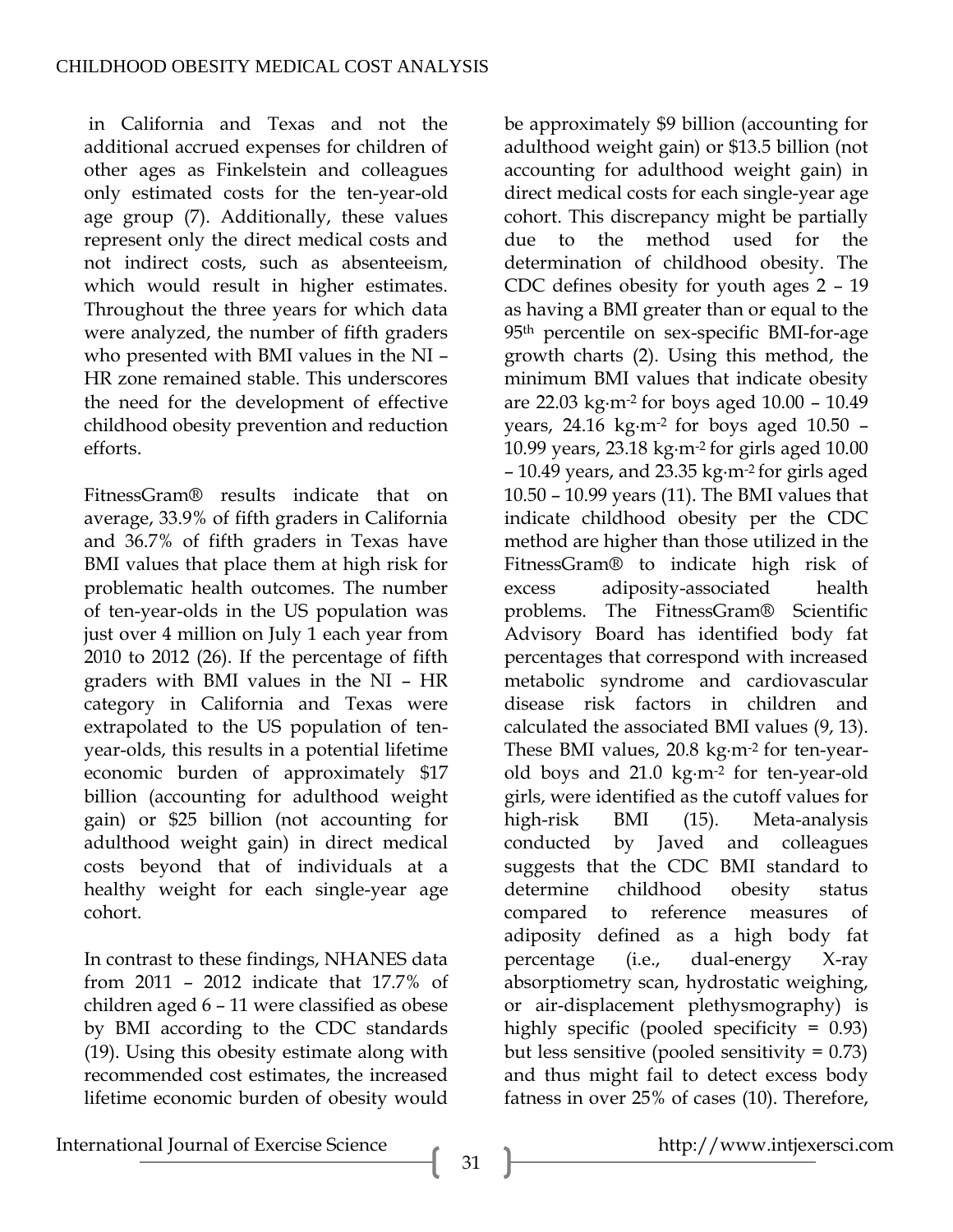in California and Texas and not the additional accrued expenses for children of other ages as Finkelstein and colleagues only estimated costs for the ten-year-old age group (7). Additionally, these values represent only the direct medical costs and not indirect costs, such as absenteeism, which would result in higher estimates. Throughout the three years for which data were analyzed, the number of fifth graders who presented with BMI values in the NI – HR zone remained stable. This underscores the need for the development of effective childhood obesity prevention and reduction efforts.

FitnessGram® results indicate that on average, 33.9% of fifth graders in California and 36.7% of fifth graders in Texas have BMI values that place them at high risk for problematic health outcomes. The number of ten-year-olds in the US population was just over 4 million on July 1 each year from 2010 to 2012 (26). If the percentage of fifth graders with BMI values in the NI – HR category in California and Texas were extrapolated to the US population of ten-year-olds, this results in a potential lifetime economic burden of approximately $17 billion (accounting for adulthood weight gain) or $25 billion (not accounting for adulthood weight gain) in direct medical costs beyond that of individuals at a healthy weight for each single-year age cohort.

In contrast to these findings, NHANES data from 2011 – 2012 indicate that 17.7% of children aged 6 – 11 were classified as obese by BMI according to the CDC standards (19). Using this obesity estimate along with recommended cost estimates, the increased lifetime economic burden of obesity would be approximately $9 billion (accounting for adulthood weight gain) or $13.5 billion (not accounting for adulthood weight gain) in direct medical costs for each single-year age cohort. This discrepancy might be partially due to the method used for the determination of childhood obesity. The CDC defines obesity for youth ages 2 – 19 as having a BMI greater than or equal to the 95th percentile on sex-specific BMI-for-age growth charts (2). Using this method, the minimum BMI values that indicate obesity are 22.03 $kg \cdot m^{-2}$ for boys aged 10.00 – 10.49 years, 24.16 $kg \cdot m^{-2}$ for boys aged 10.50 – 10.99 years, 23.18 $kg \cdot m^{-2}$ for girls aged 10.00 – 10.49 years, and 23.35 $kg \cdot m^{-2}$ for girls aged 10.50 – 10.99 years (11). The BMI values that indicate childhood obesity per the CDC method are higher than those utilized in the FitnessGram® to indicate high risk of excess adiposity-associated health problems. The FitnessGram® Scientific Advisory Board has identified body fat percentages that correspond with increased metabolic syndrome and cardiovascular disease risk factors in children and calculated the associated BMI values (9, 13). These BMI values, 20.8 $kg \cdot m^{-2}$ for ten-year-old boys and 21.0 $kg \cdot m^{-2}$ for ten-year-old girls, were identified as the cutoff values for high-risk BMI (15). Meta-analysis conducted by Javed and colleagues suggests that the CDC BMI standard to determine childhood obesity status compared to reference measures of adiposity defined as a high body fat percentage (i.e., dual-energy X-ray absorptiometry scan, hydrostatic weighing, or air-displacement plethysmography) is highly specific (pooled specificity = 0.93) but less sensitive (pooled sensitivity = 0.73) and thus might fail to detect excess body fatness in over 25% of cases (10). Therefore,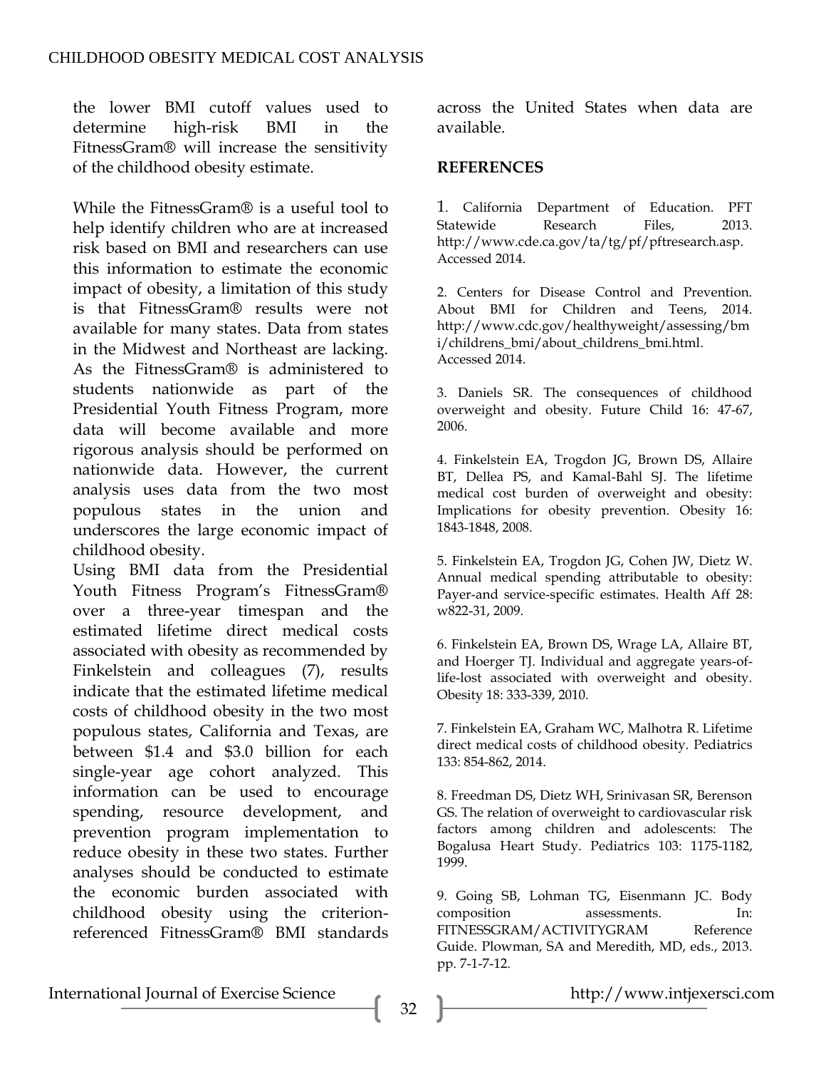the lower BMI cutoff values used to determine high-risk BMI in the FitnessGram® will increase the sensitivity of the childhood obesity estimate.

While the FitnessGram® is a useful tool to help identify children who are at increased risk based on BMI and researchers can use this information to estimate the economic impact of obesity, a limitation of this study is that FitnessGram® results were not available for many states. Data from states in the Midwest and Northeast are lacking. As the FitnessGram® is administered to students nationwide as part of the Presidential Youth Fitness Program, more data will become available and more rigorous analysis should be performed on nationwide data. However, the current analysis uses data from the two most populous states in the union and underscores the large economic impact of childhood obesity.

Using BMI data from the Presidential Youth Fitness Program's FitnessGram® over a three-year timespan and the estimated lifetime direct medical costs associated with obesity as recommended by Finkelstein and colleagues (7), results indicate that the estimated lifetime medical costs of childhood obesity in the two most populous states, California and Texas, are between $1.4 and $3.0 billion for each single-year age cohort analyzed. This information can be used to encourage spending, resource development, and prevention program implementation to reduce obesity in these two states. Further analyses should be conducted to estimate the economic burden associated with childhood obesity using the criterion-referenced FitnessGram® BMI standards across the United States when data are available.

## REFERENCES

1. California Department of Education. PFT Statewide Research Files, 2013. http://www.cde.ca.gov/ta/tg/pf/pftresearch.asp. Accessed 2014.

2. Centers for Disease Control and Prevention. About BMI for Children and Teens, 2014. http://www.cdc.gov/healthyweight/assessing/bmi/childrens_bmi/about_childrens_bmi.html. Accessed 2014.

3. Daniels SR. The consequences of childhood overweight and obesity. Future Child 16: 47-67, 2006.

4. Finkelstein EA, Trogdon JG, Brown DS, Allaire BT, Dellea PS, and Kamal-Bahl SJ. The lifetime medical cost burden of overweight and obesity: Implications for obesity prevention. Obesity 16: 1843-1848, 2008.

5. Finkelstein EA, Trogdon JG, Cohen JW, Dietz W. Annual medical spending attributable to obesity: Payer-and service-specific estimates. Health Aff 28: w822-31, 2009.

6. Finkelstein EA, Brown DS, Wrage LA, Allaire BT, and Hoerger TJ. Individual and aggregate years-of-life-lost associated with overweight and obesity. Obesity 18: 333-339, 2010.

7. Finkelstein EA, Graham WC, Malhotra R. Lifetime direct medical costs of childhood obesity. Pediatrics 133: 854-862, 2014.

8. Freedman DS, Dietz WH, Srinivasan SR, Berenson GS. The relation of overweight to cardiovascular risk factors among children and adolescents: The Bogalusa Heart Study. Pediatrics 103: 1175-1182, 1999.

9. Going SB, Lohman TG, Eisenmann JC. Body composition assessments. In: FITNESSGRAM/ACTIVITYGRAM Reference Guide. Plowman, SA and Meredith, MD, eds., 2013. pp. 7-1-7-12.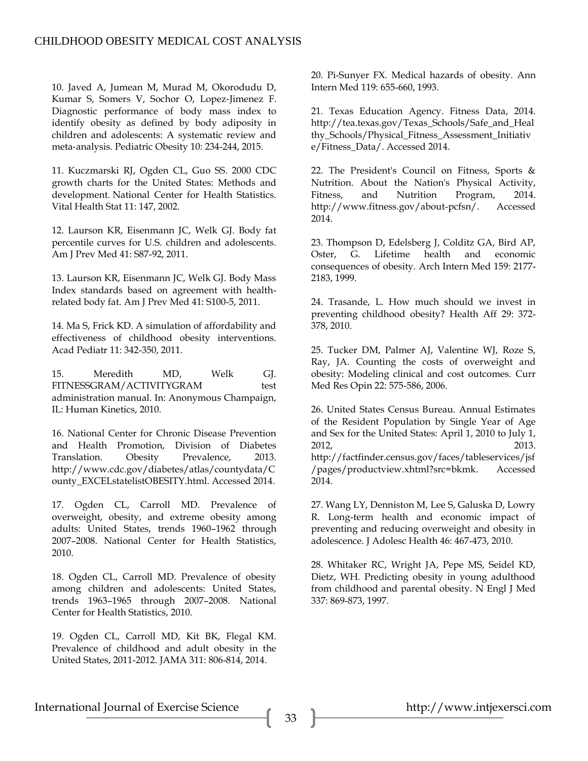10. Javed A, Jumean M, Murad M, Okorodudu D, Kumar S, Somers V, Sochor O, Lopez-Jimenez F. Diagnostic performance of body mass index to identify obesity as defined by body adiposity in children and adolescents: A systematic review and meta-analysis. Pediatric Obesity 10: 234-244, 2015.

11. Kuczmarski RJ, Ogden CL, Guo SS. 2000 CDC growth charts for the United States: Methods and development. National Center for Health Statistics. Vital Health Stat 11: 147, 2002.

12. Laurson KR, Eisenmann JC, Welk GJ. Body fat percentile curves for U.S. children and adolescents. Am J Prev Med 41: S87-92, 2011.

13. Laurson KR, Eisenmann JC, Welk GJ. Body Mass Index standards based on agreement with health-related body fat. Am J Prev Med 41: S100-5, 2011.

14. Ma S, Frick KD. A simulation of affordability and effectiveness of childhood obesity interventions. Acad Pediatr 11: 342-350, 2011.

15. Meredith MD, Welk GJ. FITNESSGRAM/ACTIVITYGRAM test administration manual. In: Anonymous Champaign, IL: Human Kinetics, 2010.

16. National Center for Chronic Disease Prevention and Health Promotion, Division of Diabetes Translation. Obesity Prevalence, 2013. http://www.cdc.gov/diabetes/atlas/countydata/County_EXCELstatelistOBESITY.html. Accessed 2014.

17. Ogden CL, Carroll MD. Prevalence of overweight, obesity, and extreme obesity among adults: United States, trends 1960–1962 through 2007–2008. National Center for Health Statistics, 2010.

18. Ogden CL, Carroll MD. Prevalence of obesity among children and adolescents: United States, trends 1963–1965 through 2007–2008. National Center for Health Statistics, 2010.

19. Ogden CL, Carroll MD, Kit BK, Flegal KM. Prevalence of childhood and adult obesity in the United States, 2011-2012. JAMA 311: 806-814, 2014.

20. Pi-Sunyer FX. Medical hazards of obesity. Ann Intern Med 119: 655-660, 1993.

21. Texas Education Agency. Fitness Data, 2014. http://tea.texas.gov/Texas_Schools/Safe_and_Healthy_Schools/Physical_Fitness_Assessment_Initiative/Fitness_Data/. Accessed 2014.

22. The President's Council on Fitness, Sports & Nutrition. About the Nation's Physical Activity, Fitness, and Nutrition Program, 2014. http://www.fitness.gov/about-pcfsn/. Accessed 2014.

23. Thompson D, Edelsberg J, Colditz GA, Bird AP, Oster, G. Lifetime health and economic consequences of obesity. Arch Intern Med 159: 2177-2183, 1999.

24. Trasande, L. How much should we invest in preventing childhood obesity? Health Aff 29: 372-378, 2010.

25. Tucker DM, Palmer AJ, Valentine WJ, Roze S, Ray, JA. Counting the costs of overweight and obesity: Modeling clinical and cost outcomes. Curr Med Res Opin 22: 575-586, 2006.

26. United States Census Bureau. Annual Estimates of the Resident Population by Single Year of Age and Sex for the United States: April 1, 2010 to July 1, 2012, 2013. http://factfinder.census.gov/faces/tableservices/jsf/pages/productview.xhtml?src=bkmk. Accessed 2014.

27. Wang LY, Denniston M, Lee S, Galuska D, Lowry R. Long-term health and economic impact of preventing and reducing overweight and obesity in adolescence. J Adolesc Health 46: 467-473, 2010.

28. Whitaker RC, Wright JA, Pepe MS, Seidel KD, Dietz, WH. Predicting obesity in young adulthood from childhood and parental obesity. N Engl J Med 337: 869-873, 1997.